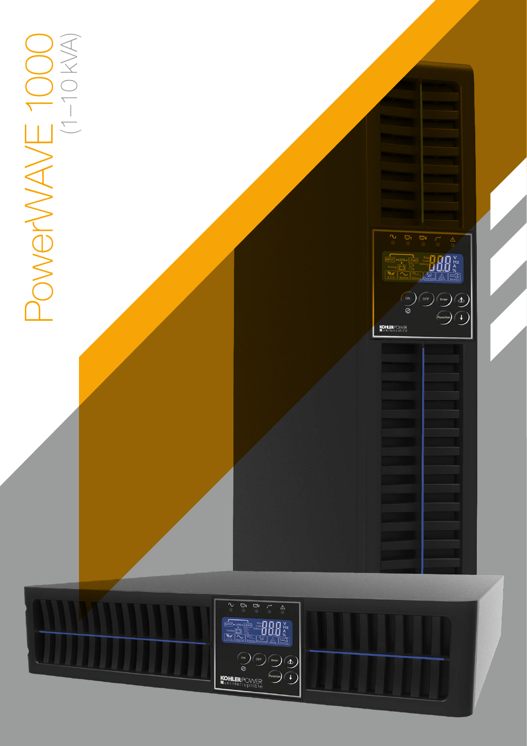# PowerWAVE 1000

(1–10 kVA)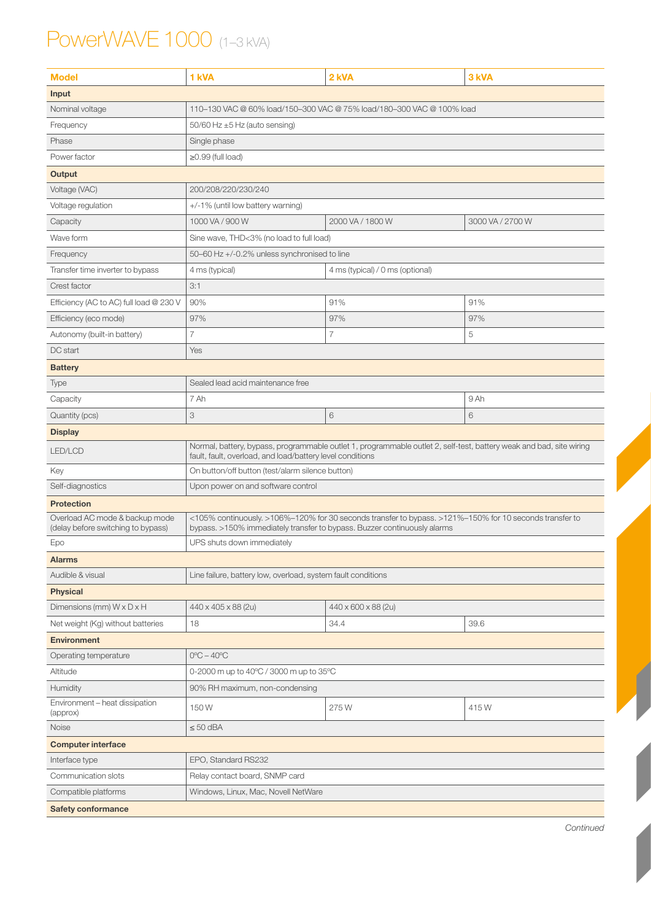# PowerWAVE 1000 (1–3 kVA)

| Model | 1 kVA | 2 kVA | 3 kVA |
|---|---|---|---|
| **Input** | | | |
| Nominal voltage | 110–130 VAC @ 60% load/150–300 VAC @ 75% load/180–300 VAC @ 100% load | | |
| Frequency | 50/60 Hz ±5 Hz (auto sensing) | | |
| Phase | Single phase | | |
| Power factor | ≥0.99 (full load) | | |
| **Output** | | | |
| Voltage (VAC) | 200/208/220/230/240 | | |
| Voltage regulation | +/-1% (until low battery warning) | | |
| Capacity | 1000 VA / 900 W | 2000 VA / 1800 W | 3000 VA / 2700 W |
| Wave form | Sine wave, THD<3% (no load to full load) | | |
| Frequency | 50–60 Hz +/-0.2% unless synchronised to line | | |
| Transfer time inverter to bypass | 4 ms (typical) | 4 ms (typical) / 0 ms (optional) | |
| Crest factor | 3:1 | | |
| Efficiency (AC to AC) full load @ 230 V | 90% | 91% | 91% |
| Efficiency (eco mode) | 97% | 97% | 97% |
| Autonomy (built-in battery) | 7 | 7 | 5 |
| DC start | Yes | | |
| **Battery** | | | |
| Type | Sealed lead acid maintenance free | | |
| Capacity | 7 Ah | | 9 Ah |
| Quantity (pcs) | 3 | 6 | 6 |
| **Display** | | | |
| LED/LCD | Normal, battery, bypass, programmable outlet 1, programmable outlet 2, self-test, battery weak and bad, site wiring fault, fault, overload, and load/battery level conditions | | |
| Key | On button/off button (test/alarm silence button) | | |
| Self-diagnostics | Upon power on and software control | | |
| **Protection** | | | |
| Overload AC mode & backup mode (delay before switching to bypass) | <105% continuously. >106%–120% for 30 seconds transfer to bypass. >121%–150% for 10 seconds transfer to bypass. >150% immediately transfer to bypass. Buzzer continuously alarms | | |
| Epo | UPS shuts down immediately | | |
| **Alarms** | | | |
| Audible & visual | Line failure, battery low, overload, system fault conditions | | |
| **Physical** | | | |
| Dimensions (mm) W x D x H | 440 x 405 x 88 (2u) | 440 x 600 x 88 (2u) | |
| Net weight (Kg) without batteries | 18 | 34.4 | 39.6 |
| **Environment** | | | |
| Operating temperature | 0ºC – 40ºC | | |
| Altitude | 0-2000 m up to 40ºC / 3000 m up to 35ºC | | |
| Humidity | 90% RH maximum, non-condensing | | |
| Environment – heat dissipation (approx) | 150 W | 275 W | 415 W |
| Noise | ≤ 50 dBA | | |
| **Computer interface** | | | |
| Interface type | EPO, Standard RS232 | | |
| Communication slots | Relay contact board, SNMP card | | |
| Compatible platforms | Windows, Linux, Mac, Novell NetWare | | |
| **Safety conformance** | | | |

*Continued*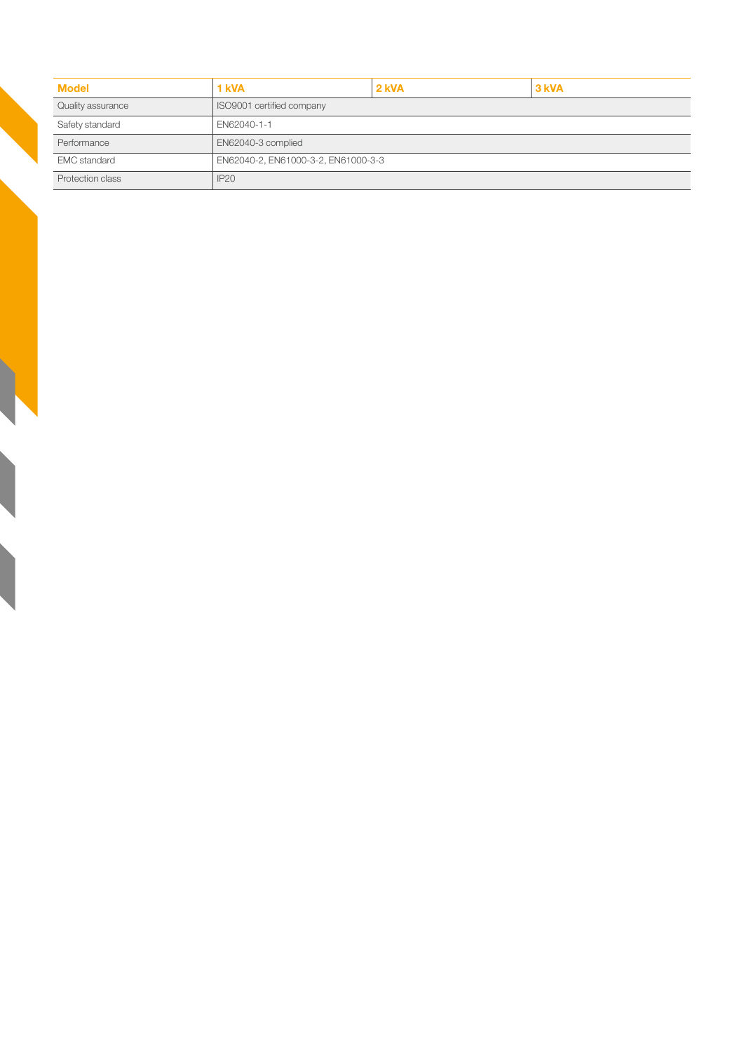| Model | 1 kVA | 2 kVA | 3 kVA |
| --- | --- | --- | --- |
| Quality assurance | ISO9001 certified company | | |
| Safety standard | EN62040-1-1 | | |
| Performance | EN62040-3 complied | | |
| EMC standard | EN62040-2, EN61000-3-2, EN61000-3-3 | | |
| Protection class | IP20 | | |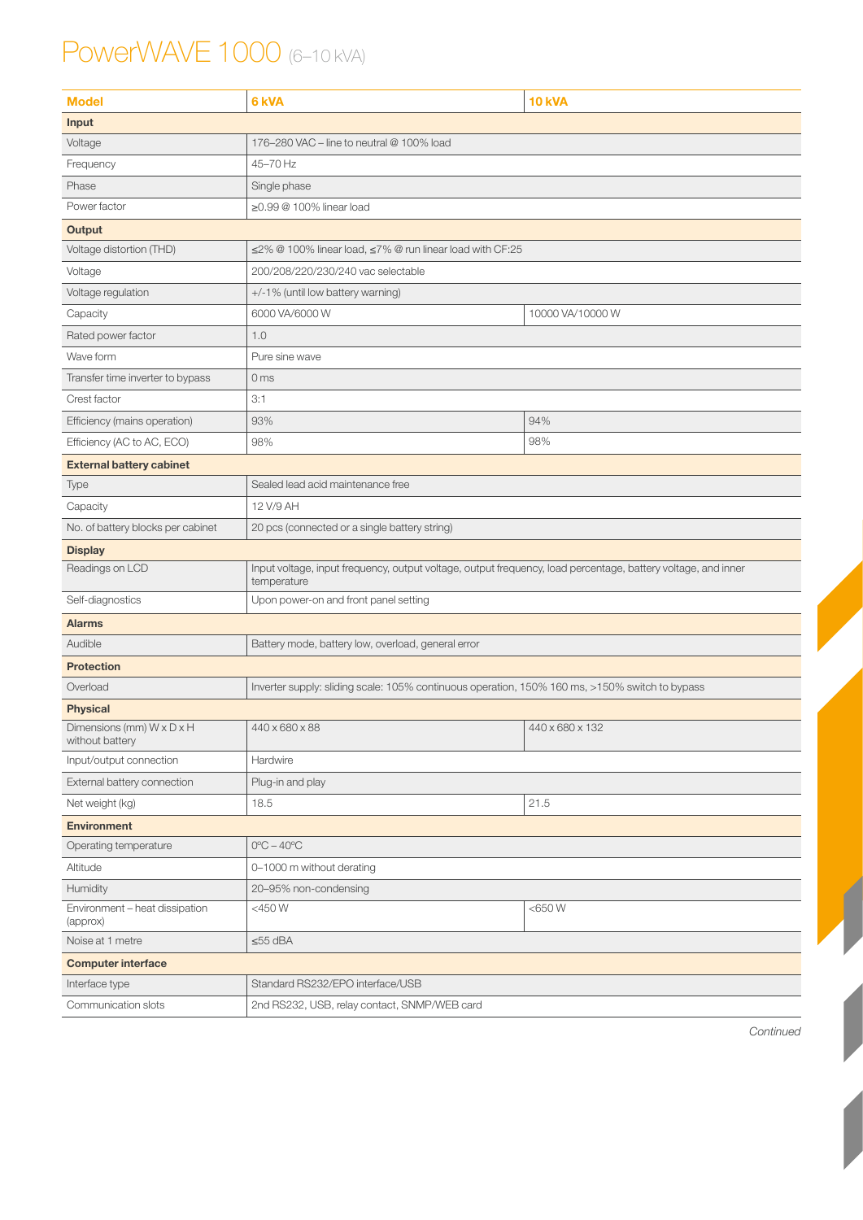# PowerWAVE 1000 (6–10 kVA)

| Model | 6 kVA | 10 kVA |
|---|---|---|
| **Input** | | |
| Voltage | 176–280 VAC – line to neutral @ 100% load | |
| Frequency | 45–70 Hz | |
| Phase | Single phase | |
| Power factor | ≥0.99 @ 100% linear load | |
| **Output** | | |
| Voltage distortion (THD) | ≤2% @ 100% linear load, ≤7% @ run linear load with CF:25 | |
| Voltage | 200/208/220/230/240 vac selectable | |
| Voltage regulation | +/-1% (until low battery warning) | |
| Capacity | 6000 VA/6000 W | 10000 VA/10000 W |
| Rated power factor | 1.0 | |
| Wave form | Pure sine wave | |
| Transfer time inverter to bypass | 0 ms | |
| Crest factor | 3:1 | |
| Efficiency (mains operation) | 93% | 94% |
| Efficiency (AC to AC, ECO) | 98% | 98% |
| **External battery cabinet** | | |
| Type | Sealed lead acid maintenance free | |
| Capacity | 12 V/9 AH | |
| No. of battery blocks per cabinet | 20 pcs (connected or a single battery string) | |
| **Display** | | |
| Readings on LCD | Input voltage, input frequency, output voltage, output frequency, load percentage, battery voltage, and inner temperature | |
| Self-diagnostics | Upon power-on and front panel setting | |
| **Alarms** | | |
| Audible | Battery mode, battery low, overload, general error | |
| **Protection** | | |
| Overload | Inverter supply: sliding scale: 105% continuous operation, 150% 160 ms, >150% switch to bypass | |
| **Physical** | | |
| Dimensions (mm) W x D x H without battery | 440 x 680 x 88 | 440 x 680 x 132 |
| Input/output connection | Hardwire | |
| External battery connection | Plug-in and play | |
| Net weight (kg) | 18.5 | 21.5 |
| **Environment** | | |
| Operating temperature | 0ºC – 40ºC | |
| Altitude | 0–1000 m without derating | |
| Humidity | 20–95% non-condensing | |
| Environment – heat dissipation (approx) | <450 W | <650 W |
| Noise at 1 metre | ≤55 dBA | |
| **Computer interface** | | |
| Interface type | Standard RS232/EPO interface/USB | |
| Communication slots | 2nd RS232, USB, relay contact, SNMP/WEB card | |

*Continued*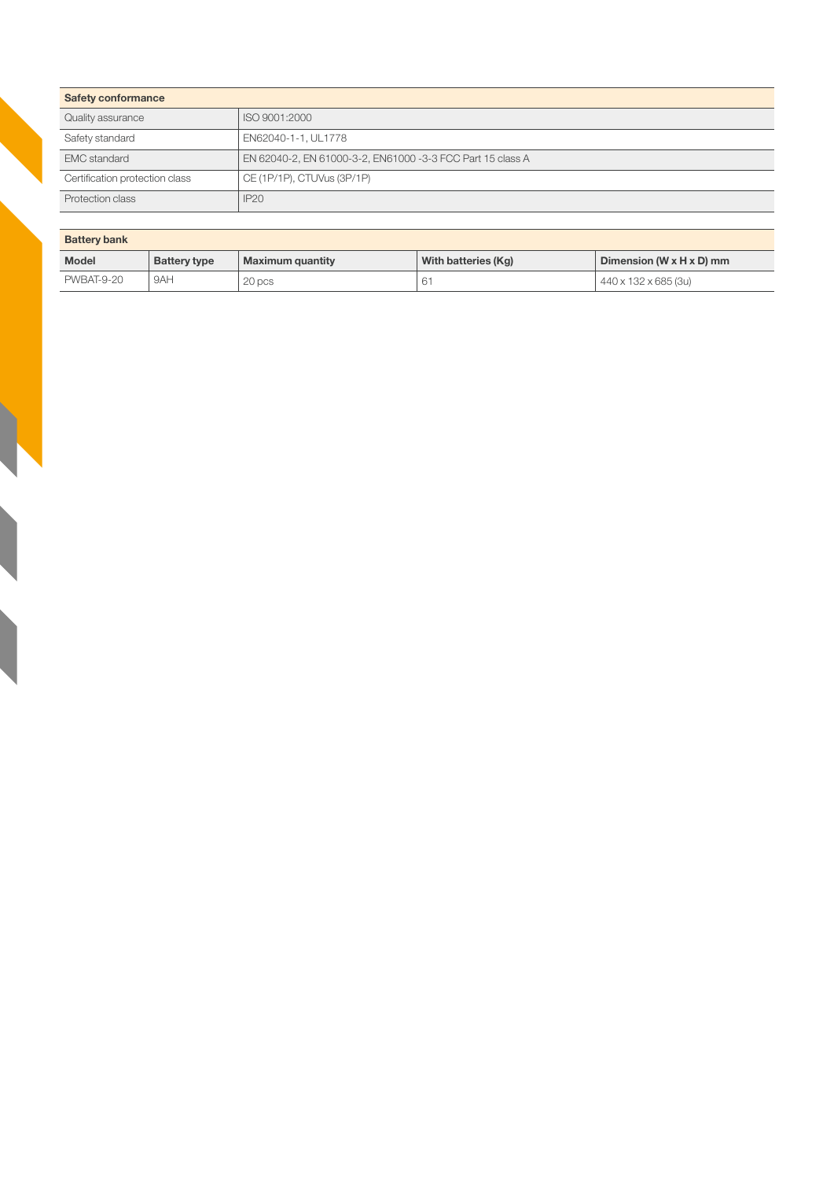| Safety conformance | |
| --- | --- |
| Quality assurance | ISO 9001:2000 |
| Safety standard | EN62040-1-1, UL1778 |
| EMC standard | EN 62040-2, EN 61000-3-2, EN61000 -3-3 FCC Part 15 class A |
| Certification protection class | CE (1P/1P), CTUVus (3P/1P) |
| Protection class | IP20 |

**Battery bank**

| Model | Battery type | Maximum quantity | With batteries (Kg) | Dimension (W x H x D) mm |
| --- | --- | --- | --- | --- |
| PWBAT-9-20 | 9AH | 20 pcs | 61 | 440 x 132 x 685 (3u) |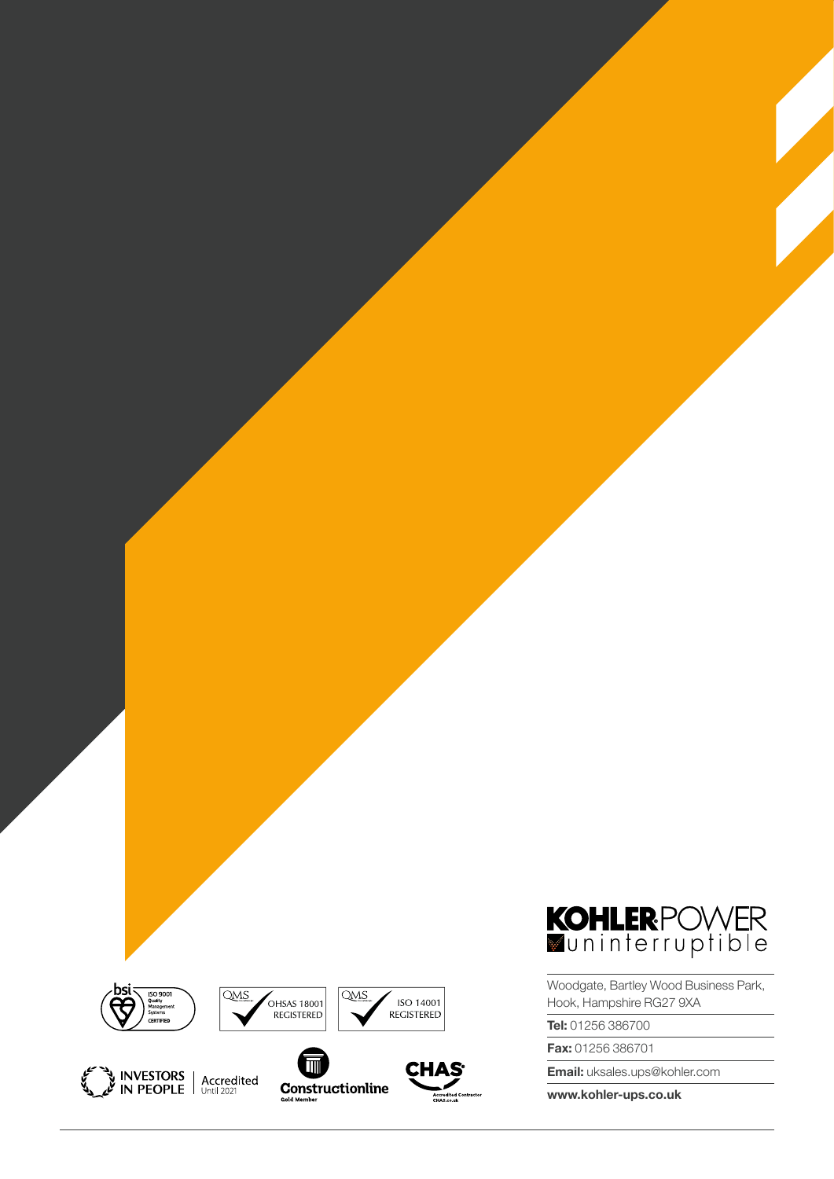KOHLER POWER uninterruptible

Woodgate, Bartley Wood Business Park,
Hook, Hampshire RG27 9XA

**Tel:** 01256 386700

**Fax:** 01256 386701

**Email:** uksales.ups@kohler.com

**www.kohler-ups.co.uk**

bsi ISO 9001 Quality Management Systems CERTIFIED

QMS OHSAS 18001 REGISTERED

QMS ISO 14001 REGISTERED

INVESTORS IN PEOPLE | Accredited Until 2021

Constructionline Gold Member

CHAS Accredited Contractor CHAS.co.uk